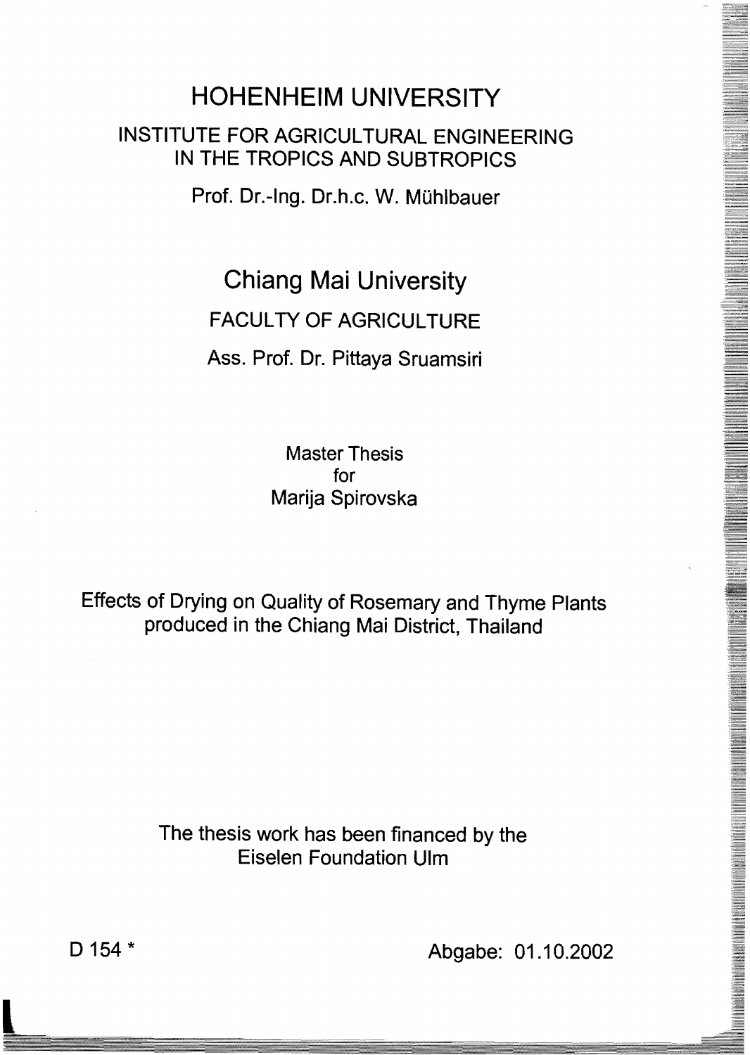# HOHENHEIM UNIVERSITY

## INSTITUTE FOR AGRICULTURAL ENGINEERING IN THE TROPICS AND SUBTROPICS

Prof. Dr.-Ing. Dr.h.c. W. Mühlbauer

# Chiang Mai University

## FACULTY OF AGRICULTURE

Ass. Prof. Dr. Pittaya Sruamsiri

Master Thesis
for
Marija Spirovska

## Effects of Drying on Quality of Rosemary and Thyme Plants produced in the Chiang Mai District, Thailand

The thesis work has been financed by the Eiselen Foundation Ulm

D 154 *

Abgabe: 01.10.2002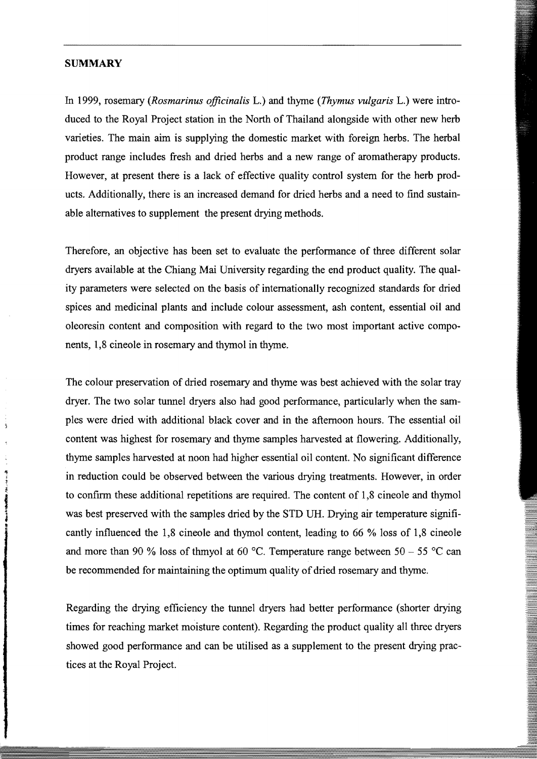## SUMMARY

In 1999, rosemary (*Rosmarinus officinalis* L.) and thyme (*Thymus vulgaris* L.) were introduced to the Royal Project station in the North of Thailand alongside with other new herb varieties. The main aim is supplying the domestic market with foreign herbs. The herbal product range includes fresh and dried herbs and a new range of aromatherapy products. However, at present there is a lack of effective quality control system for the herb products. Additionally, there is an increased demand for dried herbs and a need to find sustainable alternatives to supplement the present drying methods.

Therefore, an objective has been set to evaluate the performance of three different solar dryers available at the Chiang Mai University regarding the end product quality. The quality parameters were selected on the basis of internationally recognized standards for dried spices and medicinal plants and include colour assessment, ash content, essential oil and oleoresin content and composition with regard to the two most important active components, 1,8 cineole in rosemary and thymol in thyme.

The colour preservation of dried rosemary and thyme was best achieved with the solar tray dryer. The two solar tunnel dryers also had good performance, particularly when the samples were dried with additional black cover and in the afternoon hours. The essential oil content was highest for rosemary and thyme samples harvested at flowering. Additionally, thyme samples harvested at noon had higher essential oil content. No significant difference in reduction could be observed between the various drying treatments. However, in order to confirm these additional repetitions are required. The content of 1,8 cineole and thymol was best preserved with the samples dried by the STD UH. Drying air temperature significantly influenced the 1,8 cineole and thymol content, leading to 66 % loss of 1,8 cineole and more than 90 % loss of thmyol at 60 °C. Temperature range between 50 – 55 °C can be recommended for maintaining the optimum quality of dried rosemary and thyme.

Regarding the drying efficiency the tunnel dryers had better performance (shorter drying times for reaching market moisture content). Regarding the product quality all three dryers showed good performance and can be utilised as a supplement to the present drying practices at the Royal Project.